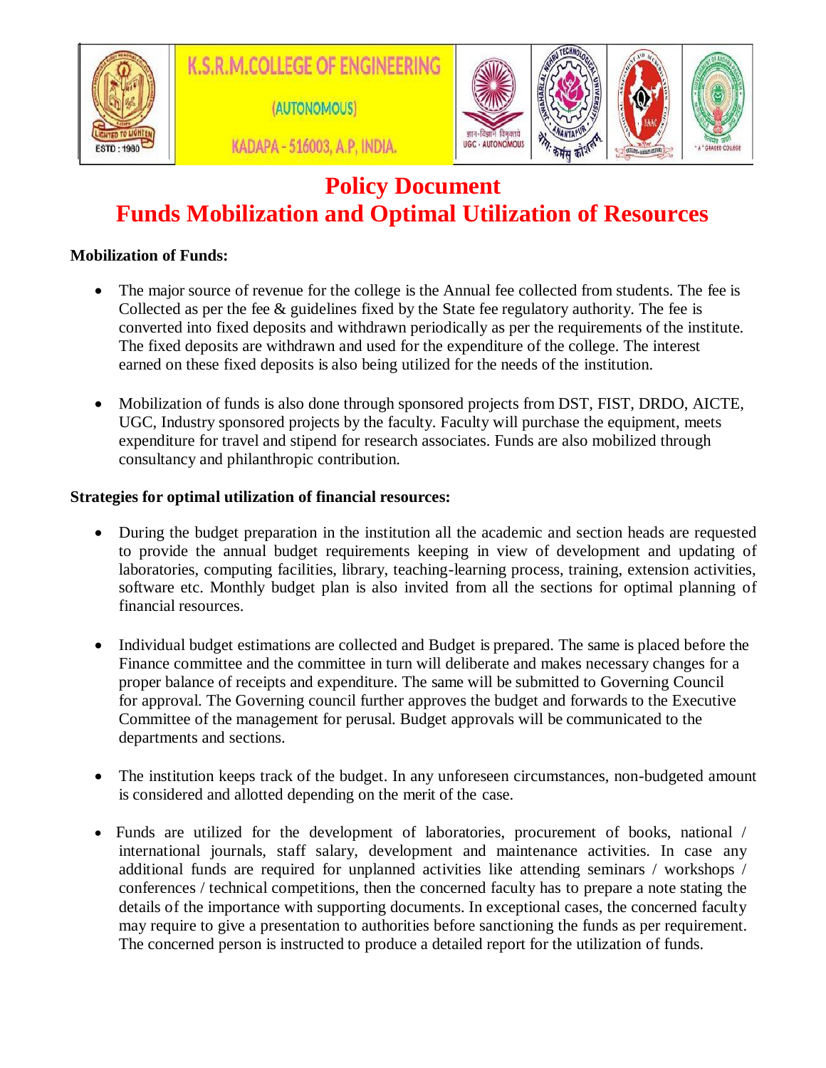K.S.R.M.COLLEGE OF ENGINEERING

(AUTONOMOUS)

KADAPA - 516003, A.P, INDIA.

# Policy Document
# Funds Mobilization and Optimal Utilization of Resources

**Mobilization of Funds:**

- The major source of revenue for the college is the Annual fee collected from students. The fee is Collected as per the fee & guidelines fixed by the State fee regulatory authority. The fee is converted into fixed deposits and withdrawn periodically as per the requirements of the institute. The fixed deposits are withdrawn and used for the expenditure of the college. The interest earned on these fixed deposits is also being utilized for the needs of the institution.

- Mobilization of funds is also done through sponsored projects from DST, FIST, DRDO, AICTE, UGC, Industry sponsored projects by the faculty. Faculty will purchase the equipment, meets expenditure for travel and stipend for research associates. Funds are also mobilized through consultancy and philanthropic contribution.

**Strategies for optimal utilization of financial resources:**

- During the budget preparation in the institution all the academic and section heads are requested to provide the annual budget requirements keeping in view of development and updating of laboratories, computing facilities, library, teaching-learning process, training, extension activities, software etc. Monthly budget plan is also invited from all the sections for optimal planning of financial resources.

- Individual budget estimations are collected and Budget is prepared. The same is placed before the Finance committee and the committee in turn will deliberate and makes necessary changes for a proper balance of receipts and expenditure. The same will be submitted to Governing Council for approval. The Governing council further approves the budget and forwards to the Executive Committee of the management for perusal. Budget approvals will be communicated to the departments and sections.

- The institution keeps track of the budget. In any unforeseen circumstances, non-budgeted amount is considered and allotted depending on the merit of the case.

- Funds are utilized for the development of laboratories, procurement of books, national / international journals, staff salary, development and maintenance activities. In case any additional funds are required for unplanned activities like attending seminars / workshops / conferences / technical competitions, then the concerned faculty has to prepare a note stating the details of the importance with supporting documents. In exceptional cases, the concerned faculty may require to give a presentation to authorities before sanctioning the funds as per requirement. The concerned person is instructed to produce a detailed report for the utilization of funds.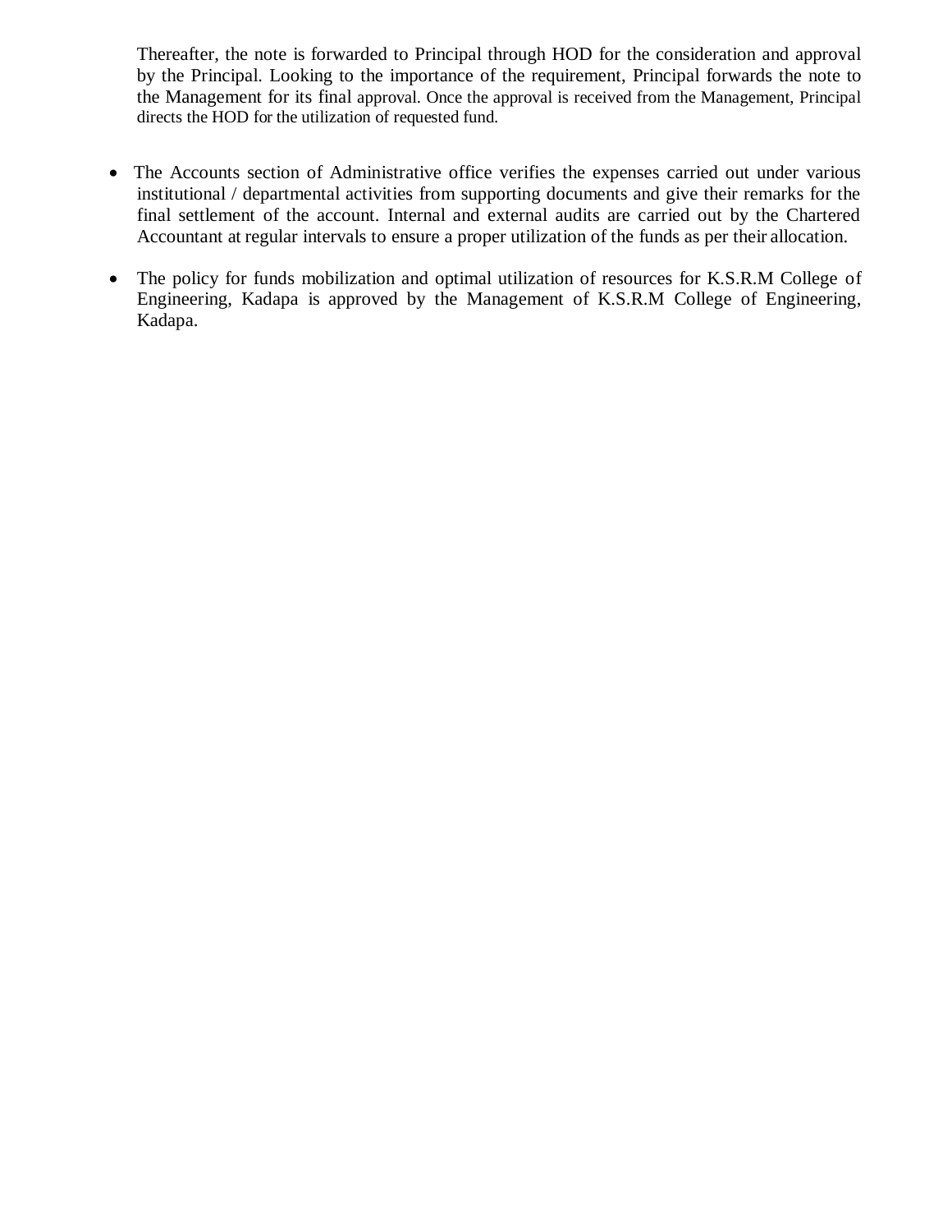Thereafter, the note is forwarded to Principal through HOD for the consideration and approval by the Principal. Looking to the importance of the requirement, Principal forwards the note to the Management for its final approval. Once the approval is received from the Management, Principal directs the HOD for the utilization of requested fund.

- The Accounts section of Administrative office verifies the expenses carried out under various institutional / departmental activities from supporting documents and give their remarks for the final settlement of the account. Internal and external audits are carried out by the Chartered Accountant at regular intervals to ensure a proper utilization of the funds as per their allocation.

- The policy for funds mobilization and optimal utilization of resources for K.S.R.M College of Engineering, Kadapa is approved by the Management of K.S.R.M College of Engineering, Kadapa.